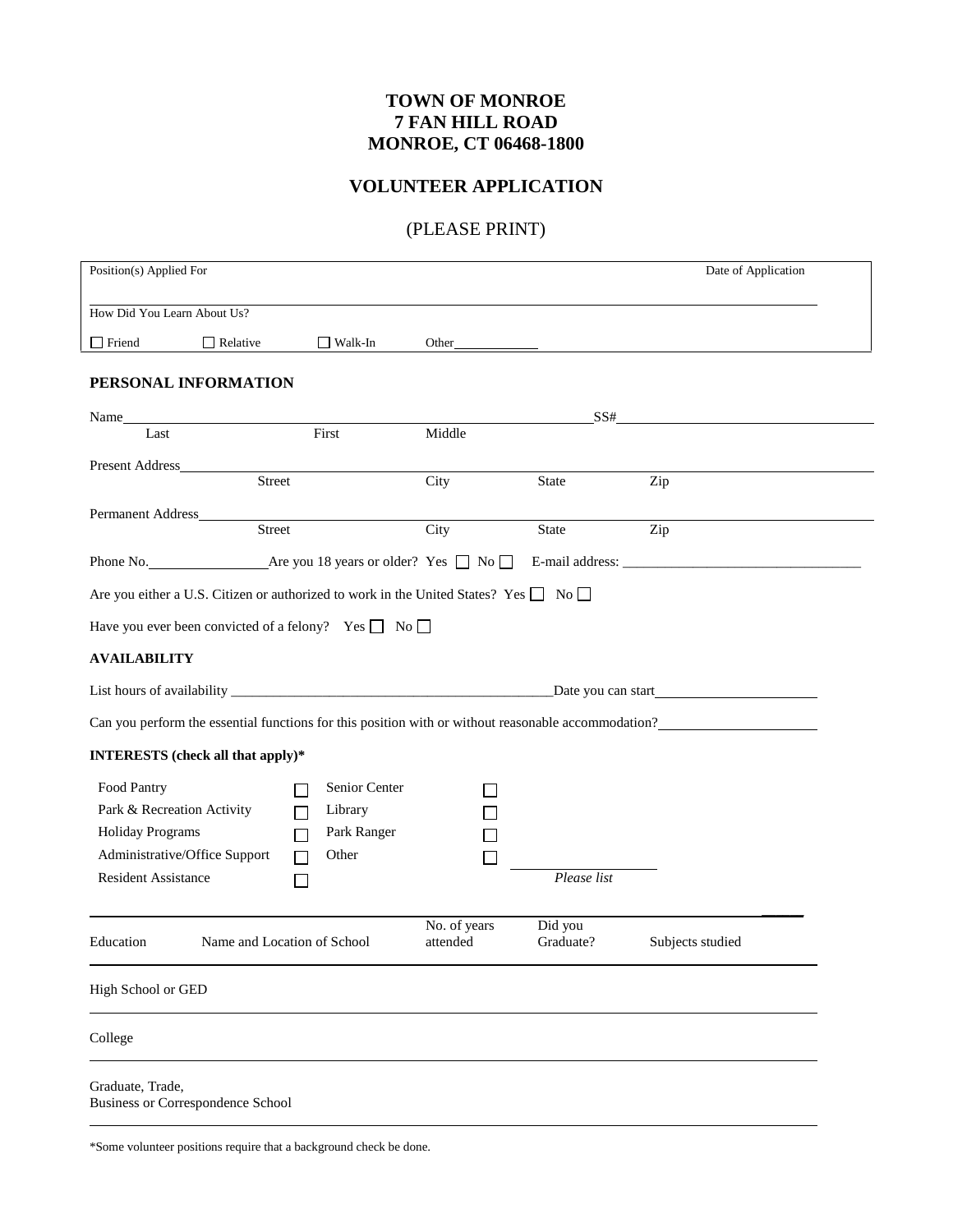# TOWN OF MONROE
# 7 FAN HILL ROAD
# MONROE, CT 06468-1800

## VOLUNTEER APPLICATION

(PLEASE PRINT)

Position(s) Applied For ______________________________ Date of Application ______________

How Did You Learn About Us?

☐ Friend ☐ Relative ☐ Walk-In Other______________

### PERSONAL INFORMATION

Name______________________________________________ SS#______________________
Last First Middle

Present Address____________________________________________________________
Street City State Zip

Permanent Address__________________________________________________________
Street City State Zip

Phone No.________________ Are you 18 years or older? Yes ☐ No ☐ E-mail address: ______________________

Are you either a U.S. Citizen or authorized to work in the United States? Yes ☐ No ☐

Have you ever been convicted of a felony? Yes ☐ No ☐

### AVAILABILITY

List hours of availability ______________________________ Date you can start______________

Can you perform the essential functions for this position with or without reasonable accommodation?______________

### INTERESTS (check all that apply)*

| | | | |
|---|---|---|---|
| Food Pantry | ☐ | Senior Center | ☐ |
| Park & Recreation Activity | ☐ | Library | ☐ |
| Holiday Programs | ☐ | Park Ranger | ☐ |
| Administrative/Office Support | ☐ | Other | ☐ ______________ |
| Resident Assistance | ☐ | | *Please list* |

| Education | Name and Location of School | No. of years attended | Did you Graduate? | Subjects studied |
|---|---|---|---|---|
| High School or GED | | | | |
| College | | | | |
| Graduate, Trade, Business or Correspondence School | | | | |

*Some volunteer positions require that a background check be done.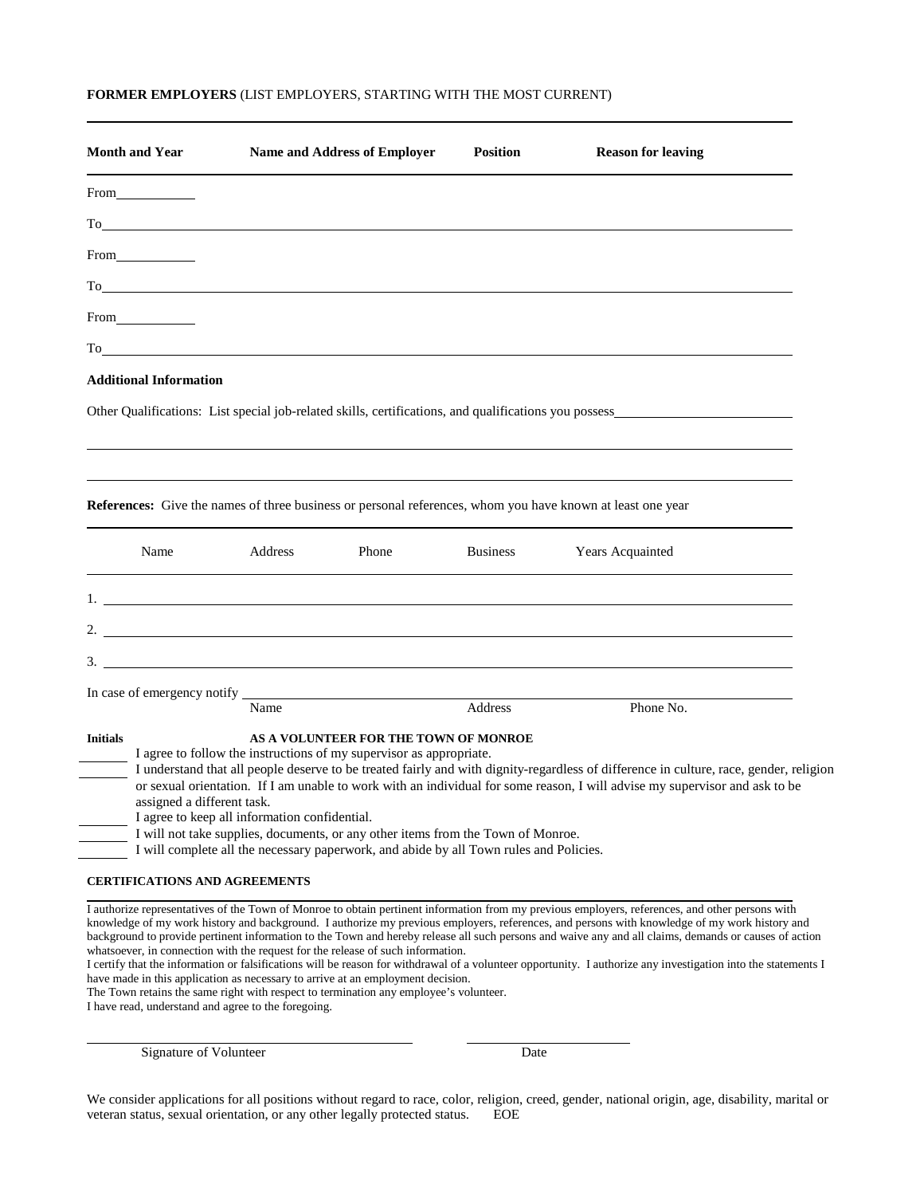**FORMER EMPLOYERS** (LIST EMPLOYERS, STARTING WITH THE MOST CURRENT)

| Month and Year | Name and Address of Employer | Position | Reason for leaving |
|---|---|---|---|
| From___________ | | | |
| To___________ | | | |
| From___________ | | | |
| To___________ | | | |
| From___________ | | | |
| To___________ | | | |

**Additional Information**

Other Qualifications: List special job-related skills, certifications, and qualifications you possess_______________________

_______________________________________________________________________________

_______________________________________________________________________________

**References:** Give the names of three business or personal references, whom you have known at least one year

| | Name | Address | Phone | Business | Years Acquainted |
|---|---|---|---|---|---|
| 1. | | | | | |
| 2. | | | | | |
| 3. | | | | | |

In case of emergency notify ______________________________________________________________
Name Address Phone No.

**Initials** **AS A VOLUNTEER FOR THE TOWN OF MONROE**

_______ I agree to follow the instructions of my supervisor as appropriate.

_______ I understand that all people deserve to be treated fairly and with dignity-regardless of difference in culture, race, gender, religion or sexual orientation. If I am unable to work with an individual for some reason, I will advise my supervisor and ask to be assigned a different task.

_______ I agree to keep all information confidential.

_______ I will not take supplies, documents, or any other items from the Town of Monroe.

_______ I will complete all the necessary paperwork, and abide by all Town rules and Policies.

**CERTIFICATIONS AND AGREEMENTS**

I authorize representatives of the Town of Monroe to obtain pertinent information from my previous employers, references, and other persons with knowledge of my work history and background. I authorize my previous employers, references, and persons with knowledge of my work history and background to provide pertinent information to the Town and hereby release all such persons and waive any and all claims, demands or causes of action whatsoever, in connection with the request for the release of such information.
I certify that the information or falsifications will be reason for withdrawal of a volunteer opportunity. I authorize any investigation into the statements I have made in this application as necessary to arrive at an employment decision.
The Town retains the same right with respect to termination any employee's volunteer.
I have read, understand and agree to the foregoing.

_______________________________ _______________
Signature of Volunteer Date

We consider applications for all positions without regard to race, color, religion, creed, gender, national origin, age, disability, marital or veteran status, sexual orientation, or any other legally protected status. EOE